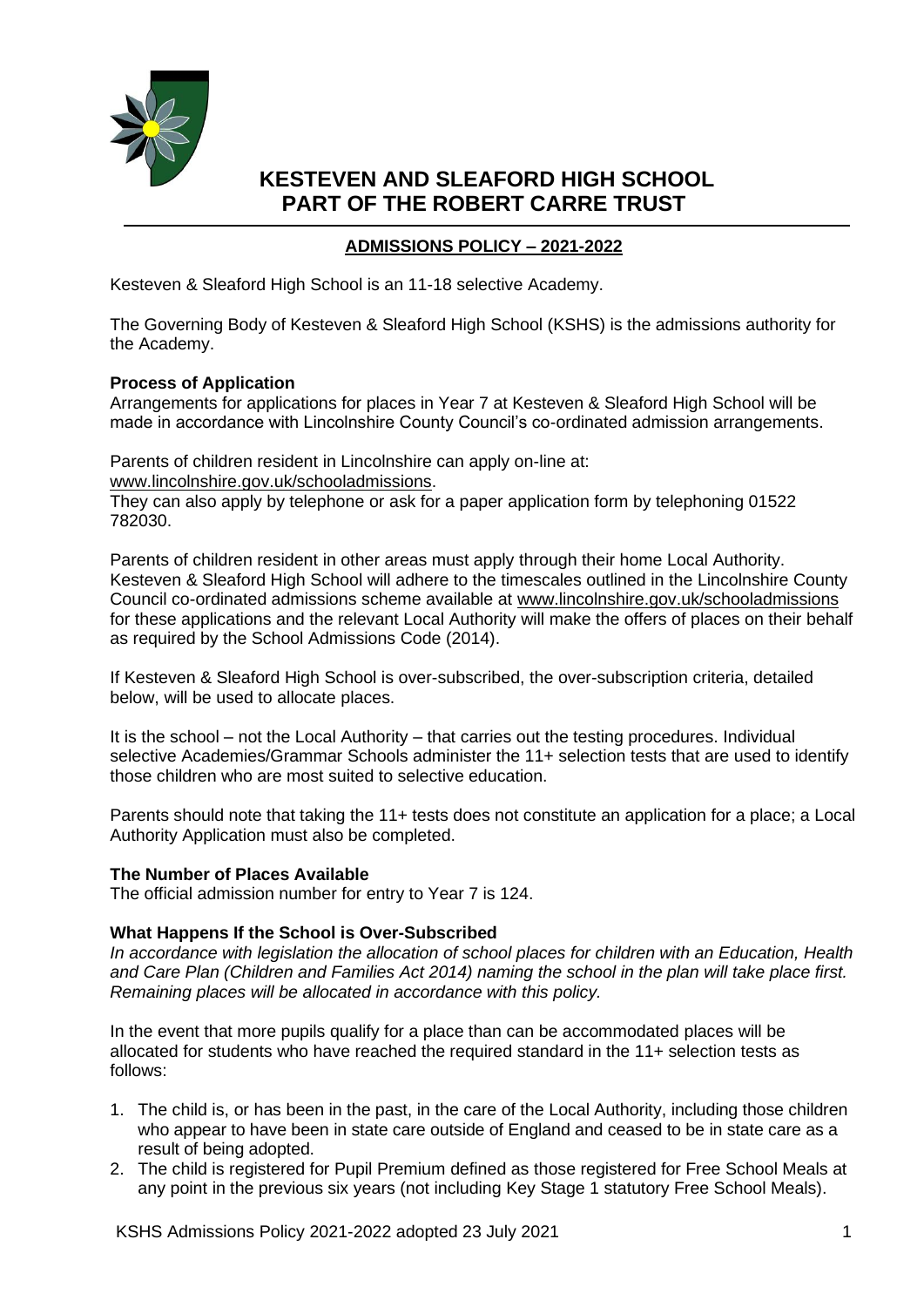# KESTEVEN AND SLEAFORD HIGH SCHOOL
# PART OF THE ROBERT CARRE TRUST

## ADMISSIONS POLICY – 2021-2022

Kesteven & Sleaford High School is an 11-18 selective Academy.

The Governing Body of Kesteven & Sleaford High School (KSHS) is the admissions authority for the Academy.

**Process of Application**

Arrangements for applications for places in Year 7 at Kesteven & Sleaford High School will be made in accordance with Lincolnshire County Council's co-ordinated admission arrangements.

Parents of children resident in Lincolnshire can apply on-line at: www.lincolnshire.gov.uk/schooladmissions.
They can also apply by telephone or ask for a paper application form by telephoning 01522 782030.

Parents of children resident in other areas must apply through their home Local Authority. Kesteven & Sleaford High School will adhere to the timescales outlined in the Lincolnshire County Council co-ordinated admissions scheme available at www.lincolnshire.gov.uk/schooladmissions for these applications and the relevant Local Authority will make the offers of places on their behalf as required by the School Admissions Code (2014).

If Kesteven & Sleaford High School is over-subscribed, the over-subscription criteria, detailed below, will be used to allocate places.

It is the school – not the Local Authority – that carries out the testing procedures. Individual selective Academies/Grammar Schools administer the 11+ selection tests that are used to identify those children who are most suited to selective education.

Parents should note that taking the 11+ tests does not constitute an application for a place; a Local Authority Application must also be completed.

**The Number of Places Available**

The official admission number for entry to Year 7 is 124.

**What Happens If the School is Over-Subscribed**

*In accordance with legislation the allocation of school places for children with an Education, Health and Care Plan (Children and Families Act 2014) naming the school in the plan will take place first. Remaining places will be allocated in accordance with this policy.*

In the event that more pupils qualify for a place than can be accommodated places will be allocated for students who have reached the required standard in the 11+ selection tests as follows:

1. The child is, or has been in the past, in the care of the Local Authority, including those children who appear to have been in state care outside of England and ceased to be in state care as a result of being adopted.
2. The child is registered for Pupil Premium defined as those registered for Free School Meals at any point in the previous six years (not including Key Stage 1 statutory Free School Meals).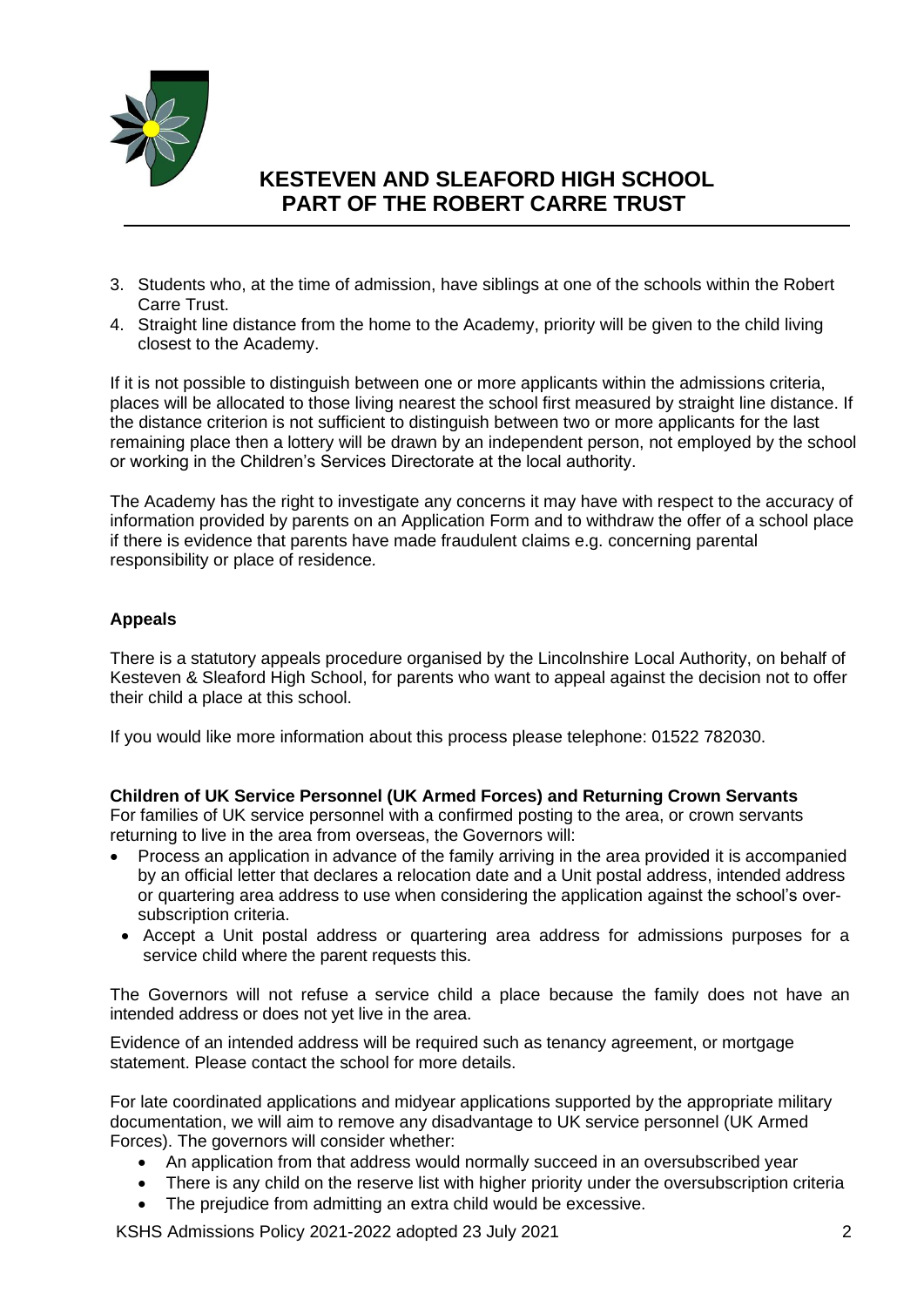3. Students who, at the time of admission, have siblings at one of the schools within the Robert Carre Trust.
4. Straight line distance from the home to the Academy, priority will be given to the child living closest to the Academy.

If it is not possible to distinguish between one or more applicants within the admissions criteria, places will be allocated to those living nearest the school first measured by straight line distance. If the distance criterion is not sufficient to distinguish between two or more applicants for the last remaining place then a lottery will be drawn by an independent person, not employed by the school or working in the Children's Services Directorate at the local authority.

The Academy has the right to investigate any concerns it may have with respect to the accuracy of information provided by parents on an Application Form and to withdraw the offer of a school place if there is evidence that parents have made fraudulent claims e.g. concerning parental responsibility or place of residence.

**Appeals**

There is a statutory appeals procedure organised by the Lincolnshire Local Authority, on behalf of Kesteven & Sleaford High School, for parents who want to appeal against the decision not to offer their child a place at this school.

If you would like more information about this process please telephone: 01522 782030.

**Children of UK Service Personnel (UK Armed Forces) and Returning Crown Servants**

For families of UK service personnel with a confirmed posting to the area, or crown servants returning to live in the area from overseas, the Governors will:

- Process an application in advance of the family arriving in the area provided it is accompanied by an official letter that declares a relocation date and a Unit postal address, intended address or quartering area address to use when considering the application against the school's over-subscription criteria.
- Accept a Unit postal address or quartering area address for admissions purposes for a service child where the parent requests this.

The Governors will not refuse a service child a place because the family does not have an intended address or does not yet live in the area.

Evidence of an intended address will be required such as tenancy agreement, or mortgage statement. Please contact the school for more details.

For late coordinated applications and midyear applications supported by the appropriate military documentation, we will aim to remove any disadvantage to UK service personnel (UK Armed Forces). The governors will consider whether:

- An application from that address would normally succeed in an oversubscribed year
- There is any child on the reserve list with higher priority under the oversubscription criteria
- The prejudice from admitting an extra child would be excessive.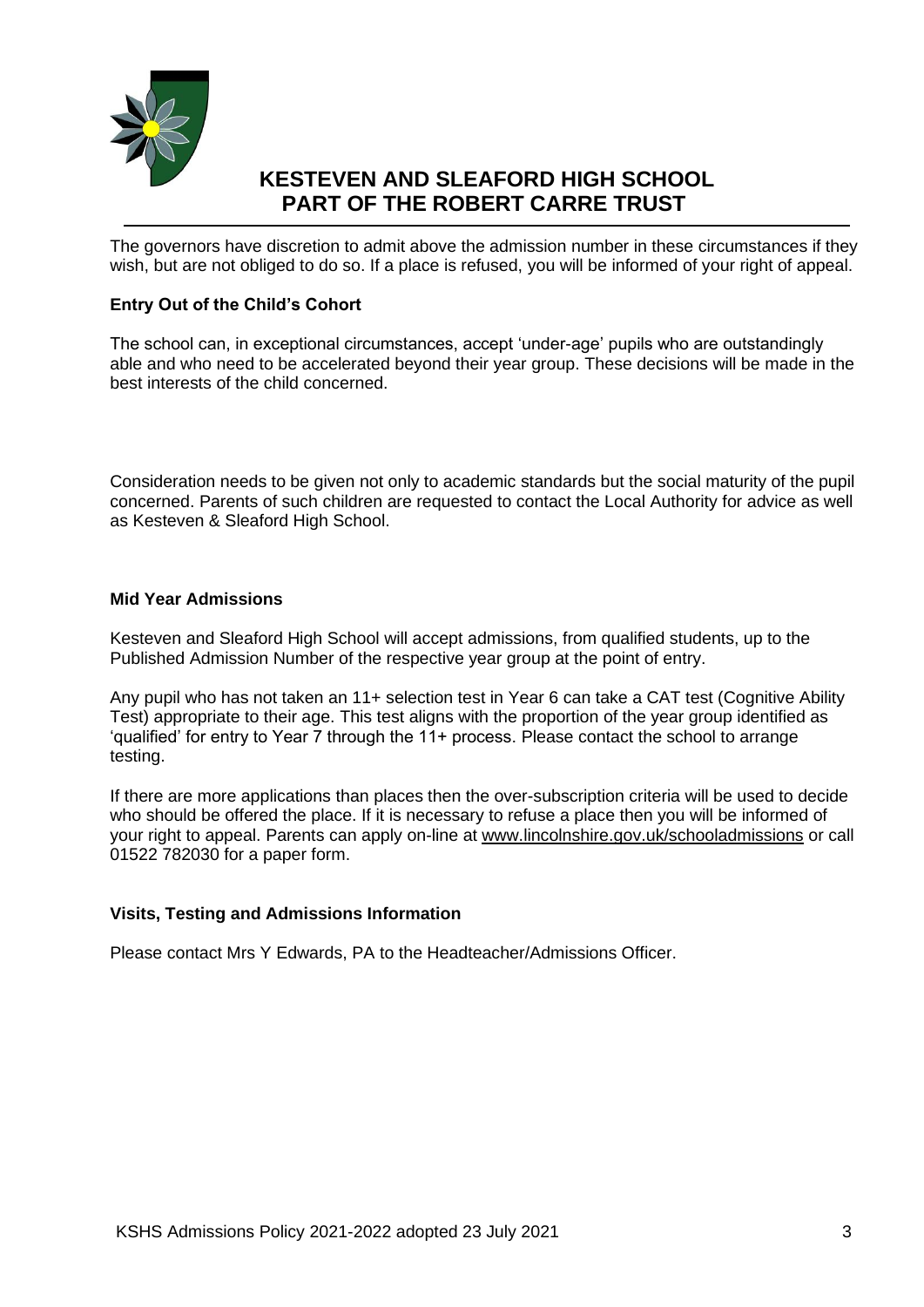The governors have discretion to admit above the admission number in these circumstances if they wish, but are not obliged to do so. If a place is refused, you will be informed of your right of appeal.

### Entry Out of the Child's Cohort

The school can, in exceptional circumstances, accept 'under-age' pupils who are outstandingly able and who need to be accelerated beyond their year group. These decisions will be made in the best interests of the child concerned.

Consideration needs to be given not only to academic standards but the social maturity of the pupil concerned. Parents of such children are requested to contact the Local Authority for advice as well as Kesteven & Sleaford High School.

### Mid Year Admissions

Kesteven and Sleaford High School will accept admissions, from qualified students, up to the Published Admission Number of the respective year group at the point of entry.

Any pupil who has not taken an 11+ selection test in Year 6 can take a CAT test (Cognitive Ability Test) appropriate to their age. This test aligns with the proportion of the year group identified as 'qualified' for entry to Year 7 through the 11+ process. Please contact the school to arrange testing.

If there are more applications than places then the over-subscription criteria will be used to decide who should be offered the place. If it is necessary to refuse a place then you will be informed of your right to appeal. Parents can apply on-line at www.lincolnshire.gov.uk/schooladmissions or call 01522 782030 for a paper form.

### Visits, Testing and Admissions Information

Please contact Mrs Y Edwards, PA to the Headteacher/Admissions Officer.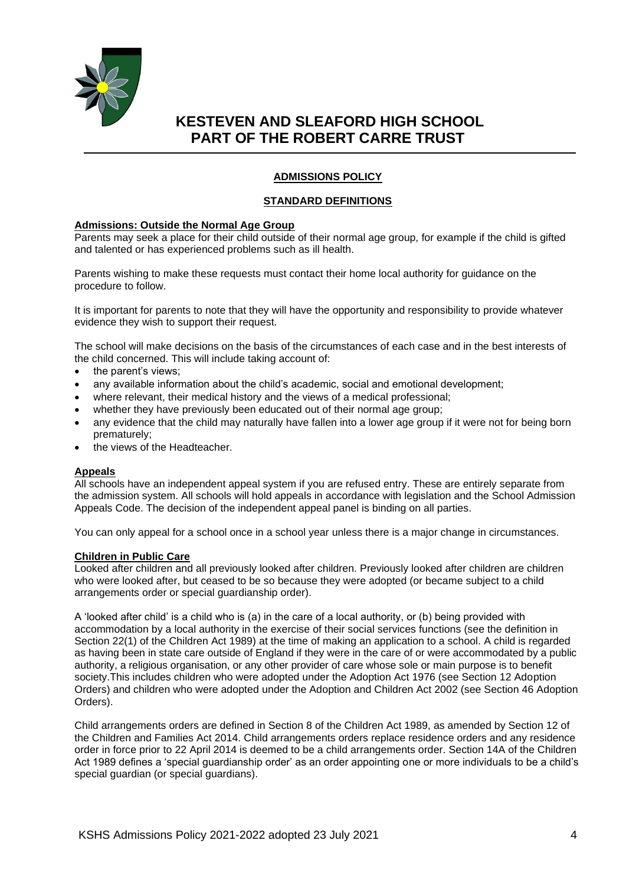# KESTEVEN AND SLEAFORD HIGH SCHOOL
# PART OF THE ROBERT CARRE TRUST

## ADMISSIONS POLICY

## STANDARD DEFINITIONS

### Admissions: Outside the Normal Age Group

Parents may seek a place for their child outside of their normal age group, for example if the child is gifted and talented or has experienced problems such as ill health.

Parents wishing to make these requests must contact their home local authority for guidance on the procedure to follow.

It is important for parents to note that they will have the opportunity and responsibility to provide whatever evidence they wish to support their request.

The school will make decisions on the basis of the circumstances of each case and in the best interests of the child concerned. This will include taking account of:

- the parent's views;
- any available information about the child's academic, social and emotional development;
- where relevant, their medical history and the views of a medical professional;
- whether they have previously been educated out of their normal age group;
- any evidence that the child may naturally have fallen into a lower age group if it were not for being born prematurely;
- the views of the Headteacher.

### Appeals

All schools have an independent appeal system if you are refused entry. These are entirely separate from the admission system. All schools will hold appeals in accordance with legislation and the School Admission Appeals Code. The decision of the independent appeal panel is binding on all parties.

You can only appeal for a school once in a school year unless there is a major change in circumstances.

### Children in Public Care

Looked after children and all previously looked after children. Previously looked after children are children who were looked after, but ceased to be so because they were adopted (or became subject to a child arrangements order or special guardianship order).

A 'looked after child' is a child who is (a) in the care of a local authority, or (b) being provided with accommodation by a local authority in the exercise of their social services functions (see the definition in Section 22(1) of the Children Act 1989) at the time of making an application to a school. A child is regarded as having been in state care outside of England if they were in the care of or were accommodated by a public authority, a religious organisation, or any other provider of care whose sole or main purpose is to benefit society.This includes children who were adopted under the Adoption Act 1976 (see Section 12 Adoption Orders) and children who were adopted under the Adoption and Children Act 2002 (see Section 46 Adoption Orders).

Child arrangements orders are defined in Section 8 of the Children Act 1989, as amended by Section 12 of the Children and Families Act 2014. Child arrangements orders replace residence orders and any residence order in force prior to 22 April 2014 is deemed to be a child arrangements order. Section 14A of the Children Act 1989 defines a 'special guardianship order' as an order appointing one or more individuals to be a child's special guardian (or special guardians).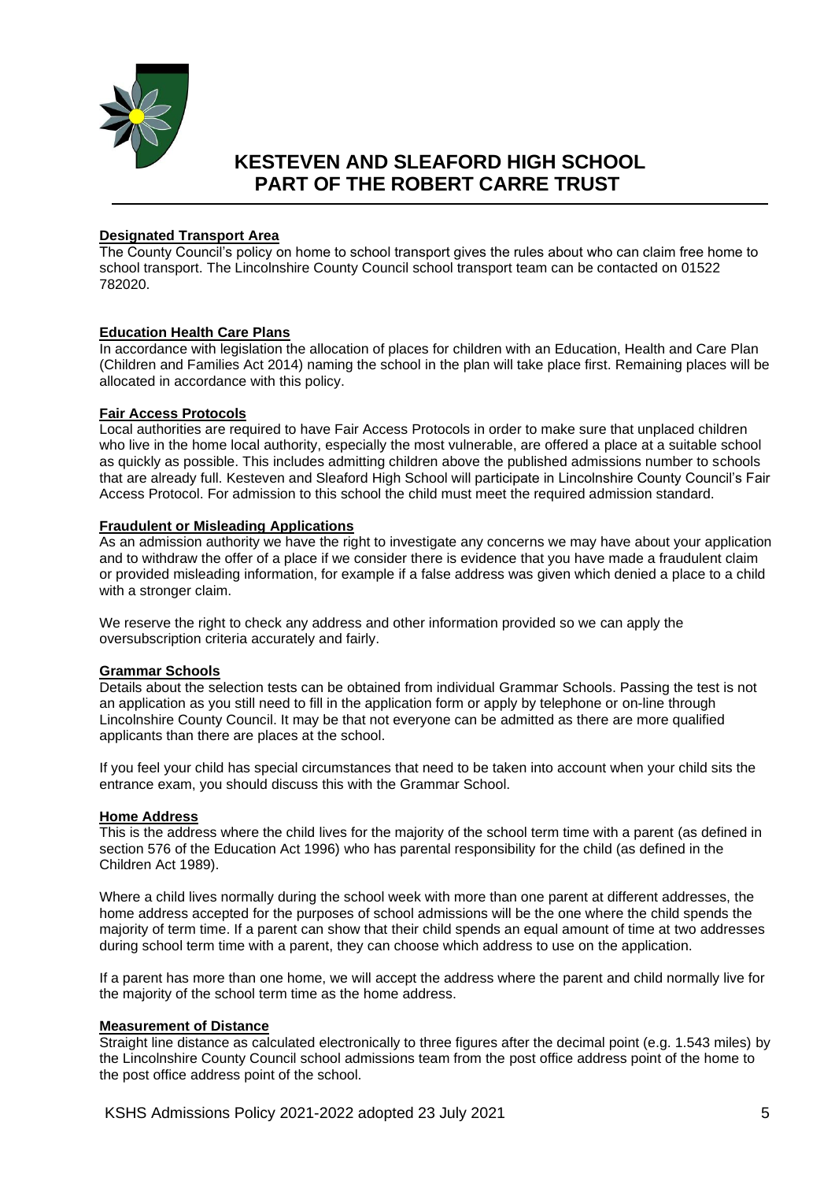#### **Designated Transport Area**

The County Council's policy on home to school transport gives the rules about who can claim free home to school transport. The Lincolnshire County Council school transport team can be contacted on 01522 782020.

#### **Education Health Care Plans**

In accordance with legislation the allocation of places for children with an Education, Health and Care Plan (Children and Families Act 2014) naming the school in the plan will take place first. Remaining places will be allocated in accordance with this policy.

#### **Fair Access Protocols**

Local authorities are required to have Fair Access Protocols in order to make sure that unplaced children who live in the home local authority, especially the most vulnerable, are offered a place at a suitable school as quickly as possible. This includes admitting children above the published admissions number to schools that are already full. Kesteven and Sleaford High School will participate in Lincolnshire County Council's Fair Access Protocol. For admission to this school the child must meet the required admission standard.

#### **Fraudulent or Misleading Applications**

As an admission authority we have the right to investigate any concerns we may have about your application and to withdraw the offer of a place if we consider there is evidence that you have made a fraudulent claim or provided misleading information, for example if a false address was given which denied a place to a child with a stronger claim.

We reserve the right to check any address and other information provided so we can apply the oversubscription criteria accurately and fairly.

#### **Grammar Schools**

Details about the selection tests can be obtained from individual Grammar Schools. Passing the test is not an application as you still need to fill in the application form or apply by telephone or on-line through Lincolnshire County Council. It may be that not everyone can be admitted as there are more qualified applicants than there are places at the school.

If you feel your child has special circumstances that need to be taken into account when your child sits the entrance exam, you should discuss this with the Grammar School.

#### **Home Address**

This is the address where the child lives for the majority of the school term time with a parent (as defined in section 576 of the Education Act 1996) who has parental responsibility for the child (as defined in the Children Act 1989).

Where a child lives normally during the school week with more than one parent at different addresses, the home address accepted for the purposes of school admissions will be the one where the child spends the majority of term time. If a parent can show that their child spends an equal amount of time at two addresses during school term time with a parent, they can choose which address to use on the application.

If a parent has more than one home, we will accept the address where the parent and child normally live for the majority of the school term time as the home address.

#### **Measurement of Distance**

Straight line distance as calculated electronically to three figures after the decimal point (e.g. 1.543 miles) by the Lincolnshire County Council school admissions team from the post office address point of the home to the post office address point of the school.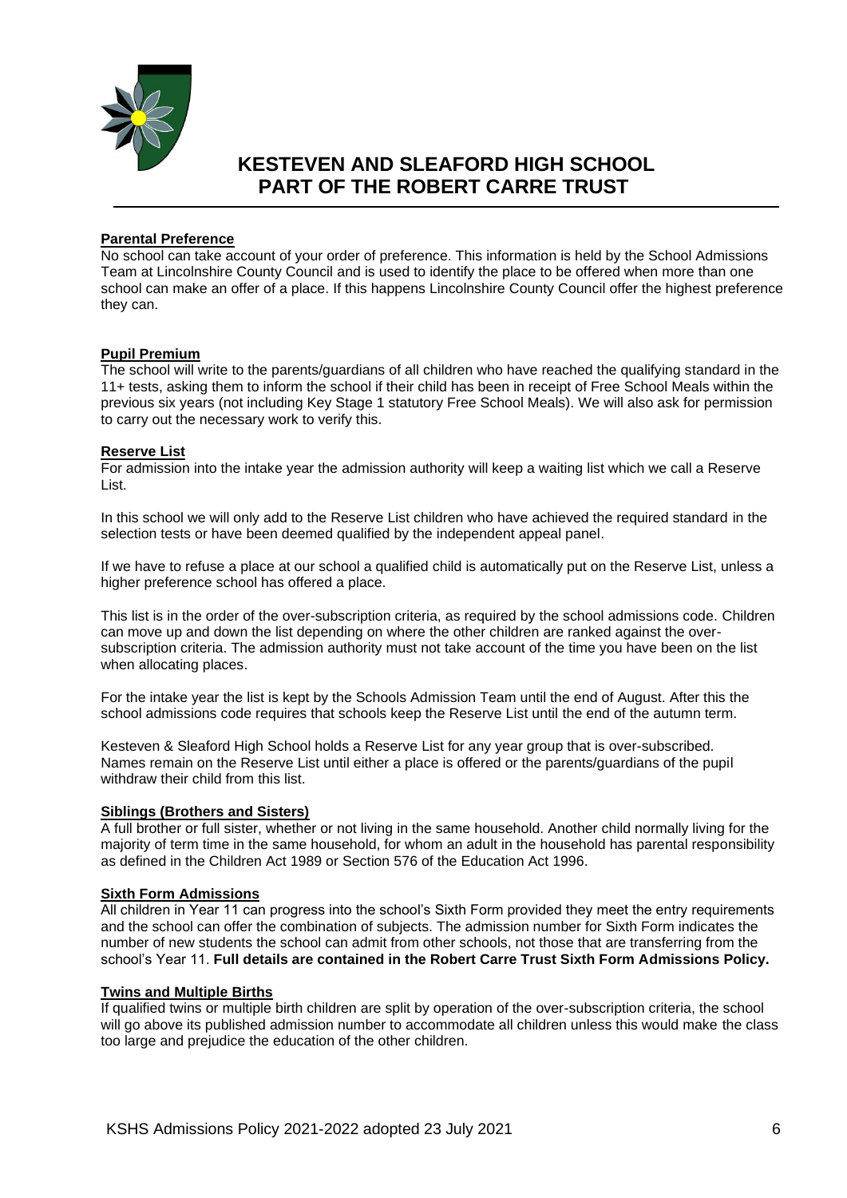# KESTEVEN AND SLEAFORD HIGH SCHOOL
# PART OF THE ROBERT CARRE TRUST

**Parental Preference**

No school can take account of your order of preference. This information is held by the School Admissions Team at Lincolnshire County Council and is used to identify the place to be offered when more than one school can make an offer of a place. If this happens Lincolnshire County Council offer the highest preference they can.

**Pupil Premium**

The school will write to the parents/guardians of all children who have reached the qualifying standard in the 11+ tests, asking them to inform the school if their child has been in receipt of Free School Meals within the previous six years (not including Key Stage 1 statutory Free School Meals). We will also ask for permission to carry out the necessary work to verify this.

**Reserve List**

For admission into the intake year the admission authority will keep a waiting list which we call a Reserve List.

In this school we will only add to the Reserve List children who have achieved the required standard in the selection tests or have been deemed qualified by the independent appeal panel.

If we have to refuse a place at our school a qualified child is automatically put on the Reserve List, unless a higher preference school has offered a place.

This list is in the order of the over-subscription criteria, as required by the school admissions code. Children can move up and down the list depending on where the other children are ranked against the over-subscription criteria. The admission authority must not take account of the time you have been on the list when allocating places.

For the intake year the list is kept by the Schools Admission Team until the end of August. After this the school admissions code requires that schools keep the Reserve List until the end of the autumn term.

Kesteven & Sleaford High School holds a Reserve List for any year group that is over-subscribed. Names remain on the Reserve List until either a place is offered or the parents/guardians of the pupil withdraw their child from this list.

**Siblings (Brothers and Sisters)**

A full brother or full sister, whether or not living in the same household. Another child normally living for the majority of term time in the same household, for whom an adult in the household has parental responsibility as defined in the Children Act 1989 or Section 576 of the Education Act 1996.

**Sixth Form Admissions**

All children in Year 11 can progress into the school's Sixth Form provided they meet the entry requirements and the school can offer the combination of subjects. The admission number for Sixth Form indicates the number of new students the school can admit from other schools, not those that are transferring from the school's Year 11. **Full details are contained in the Robert Carre Trust Sixth Form Admissions Policy.**

**Twins and Multiple Births**

If qualified twins or multiple birth children are split by operation of the over-subscription criteria, the school will go above its published admission number to accommodate all children unless this would make the class too large and prejudice the education of the other children.